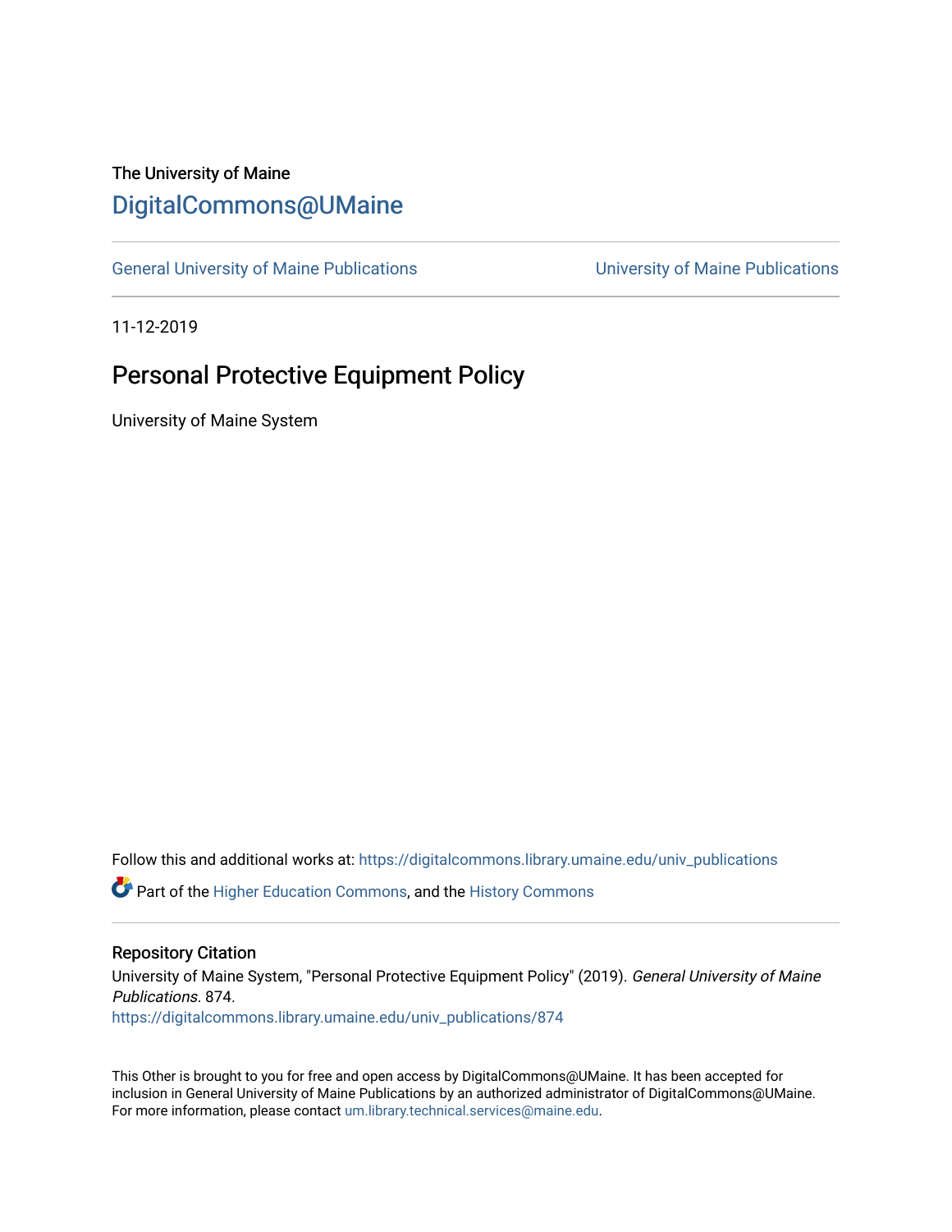The University of Maine

DigitalCommons@UMaine

General University of Maine Publications | University of Maine Publications

11-12-2019

# Personal Protective Equipment Policy

University of Maine System

Follow this and additional works at: https://digitalcommons.library.umaine.edu/univ_publications

Part of the Higher Education Commons, and the History Commons

## Repository Citation

University of Maine System, "Personal Protective Equipment Policy" (2019). *General University of Maine Publications*. 874.
https://digitalcommons.library.umaine.edu/univ_publications/874

This Other is brought to you for free and open access by DigitalCommons@UMaine. It has been accepted for inclusion in General University of Maine Publications by an authorized administrator of DigitalCommons@UMaine. For more information, please contact um.library.technical.services@maine.edu.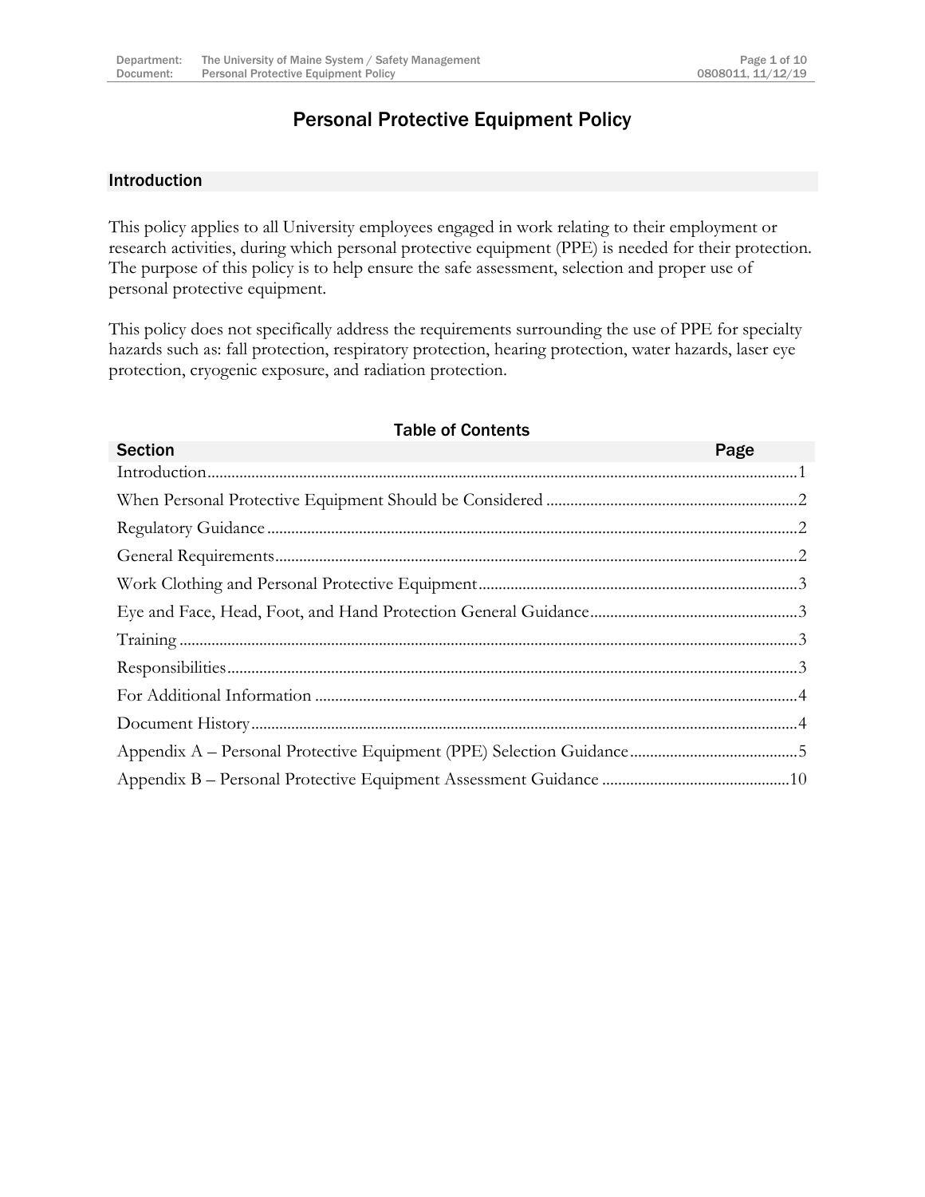# Personal Protective Equipment Policy

## Introduction

This policy applies to all University employees engaged in work relating to their employment or research activities, during which personal protective equipment (PPE) is needed for their protection. The purpose of this policy is to help ensure the safe assessment, selection and proper use of personal protective equipment.

This policy does not specifically address the requirements surrounding the use of PPE for specialty hazards such as: fall protection, respiratory protection, hearing protection, water hazards, laser eye protection, cryogenic exposure, and radiation protection.

### Table of Contents

| Section | Page |
|---|---|
| Introduction | 1 |
| When Personal Protective Equipment Should be Considered | 2 |
| Regulatory Guidance | 2 |
| General Requirements | 2 |
| Work Clothing and Personal Protective Equipment | 3 |
| Eye and Face, Head, Foot, and Hand Protection General Guidance | 3 |
| Training | 3 |
| Responsibilities | 3 |
| For Additional Information | 4 |
| Document History | 4 |
| Appendix A – Personal Protective Equipment (PPE) Selection Guidance | 5 |
| Appendix B – Personal Protective Equipment Assessment Guidance | 10 |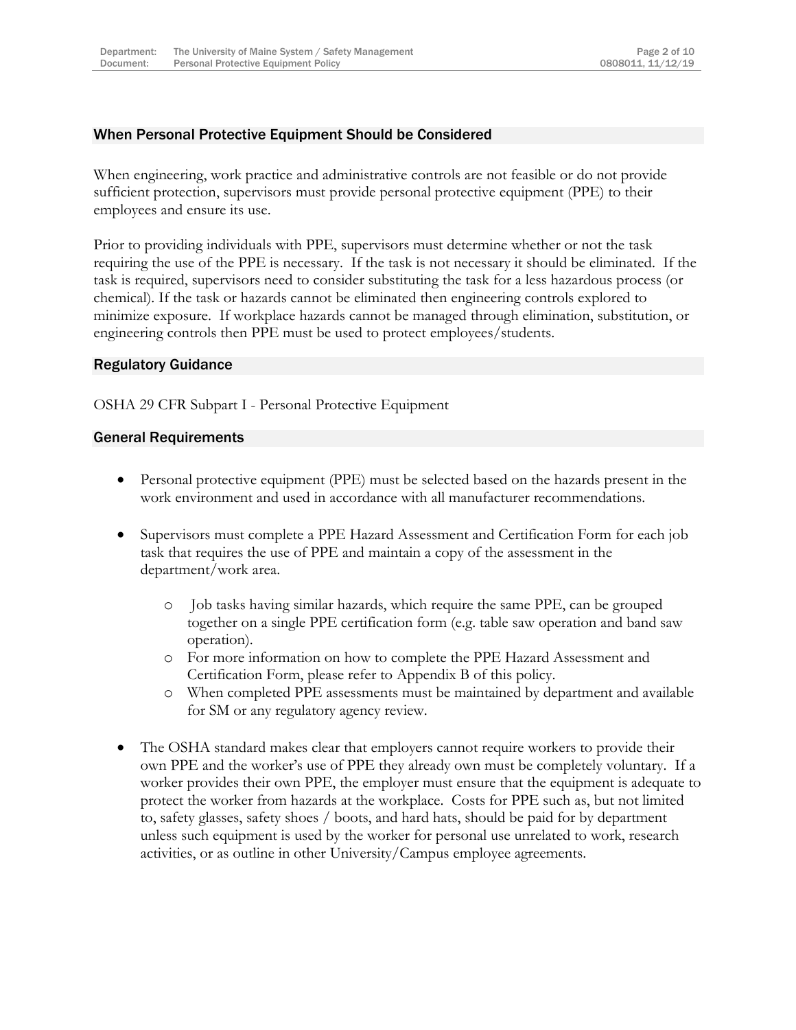## When Personal Protective Equipment Should be Considered

When engineering, work practice and administrative controls are not feasible or do not provide sufficient protection, supervisors must provide personal protective equipment (PPE) to their employees and ensure its use.

Prior to providing individuals with PPE, supervisors must determine whether or not the task requiring the use of the PPE is necessary. If the task is not necessary it should be eliminated. If the task is required, supervisors need to consider substituting the task for a less hazardous process (or chemical). If the task or hazards cannot be eliminated then engineering controls explored to minimize exposure. If workplace hazards cannot be managed through elimination, substitution, or engineering controls then PPE must be used to protect employees/students.

## Regulatory Guidance

OSHA 29 CFR Subpart I - Personal Protective Equipment

## General Requirements

- Personal protective equipment (PPE) must be selected based on the hazards present in the work environment and used in accordance with all manufacturer recommendations.
- Supervisors must complete a PPE Hazard Assessment and Certification Form for each job task that requires the use of PPE and maintain a copy of the assessment in the department/work area.
  - Job tasks having similar hazards, which require the same PPE, can be grouped together on a single PPE certification form (e.g. table saw operation and band saw operation).
  - For more information on how to complete the PPE Hazard Assessment and Certification Form, please refer to Appendix B of this policy.
  - When completed PPE assessments must be maintained by department and available for SM or any regulatory agency review.
- The OSHA standard makes clear that employers cannot require workers to provide their own PPE and the worker's use of PPE they already own must be completely voluntary. If a worker provides their own PPE, the employer must ensure that the equipment is adequate to protect the worker from hazards at the workplace. Costs for PPE such as, but not limited to, safety glasses, safety shoes / boots, and hard hats, should be paid for by department unless such equipment is used by the worker for personal use unrelated to work, research activities, or as outline in other University/Campus employee agreements.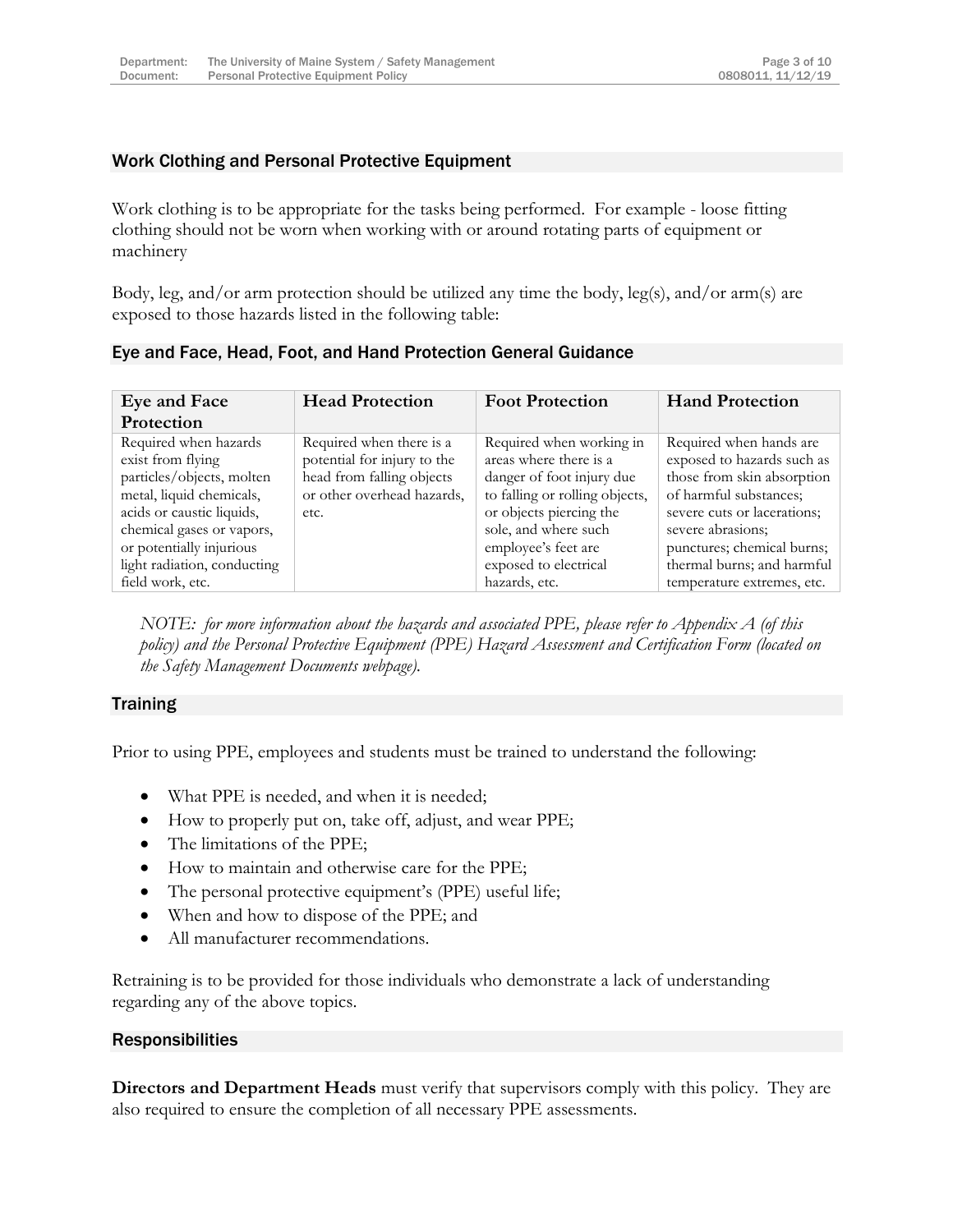## Work Clothing and Personal Protective Equipment

Work clothing is to be appropriate for the tasks being performed. For example - loose fitting clothing should not be worn when working with or around rotating parts of equipment or machinery

Body, leg, and/or arm protection should be utilized any time the body, leg(s), and/or arm(s) are exposed to those hazards listed in the following table:

## Eye and Face, Head, Foot, and Hand Protection General Guidance

| Eye and Face Protection | Head Protection | Foot Protection | Hand Protection |
| --- | --- | --- | --- |
| Required when hazards exist from flying particles/objects, molten metal, liquid chemicals, acids or caustic liquids, chemical gases or vapors, or potentially injurious light radiation, conducting field work, etc. | Required when there is a potential for injury to the head from falling objects or other overhead hazards, etc. | Required when working in areas where there is a danger of foot injury due to falling or rolling objects, or objects piercing the sole, and where such employee's feet are exposed to electrical hazards, etc. | Required when hands are exposed to hazards such as those from skin absorption of harmful substances; severe cuts or lacerations; severe abrasions; punctures; chemical burns; thermal burns; and harmful temperature extremes, etc. |

*NOTE: for more information about the hazards and associated PPE, please refer to Appendix A (of this policy) and the Personal Protective Equipment (PPE) Hazard Assessment and Certification Form (located on the Safety Management Documents webpage).*

## Training

Prior to using PPE, employees and students must be trained to understand the following:

- What PPE is needed, and when it is needed;
- How to properly put on, take off, adjust, and wear PPE;
- The limitations of the PPE;
- How to maintain and otherwise care for the PPE;
- The personal protective equipment's (PPE) useful life;
- When and how to dispose of the PPE; and
- All manufacturer recommendations.

Retraining is to be provided for those individuals who demonstrate a lack of understanding regarding any of the above topics.

## Responsibilities

**Directors and Department Heads** must verify that supervisors comply with this policy. They are also required to ensure the completion of all necessary PPE assessments.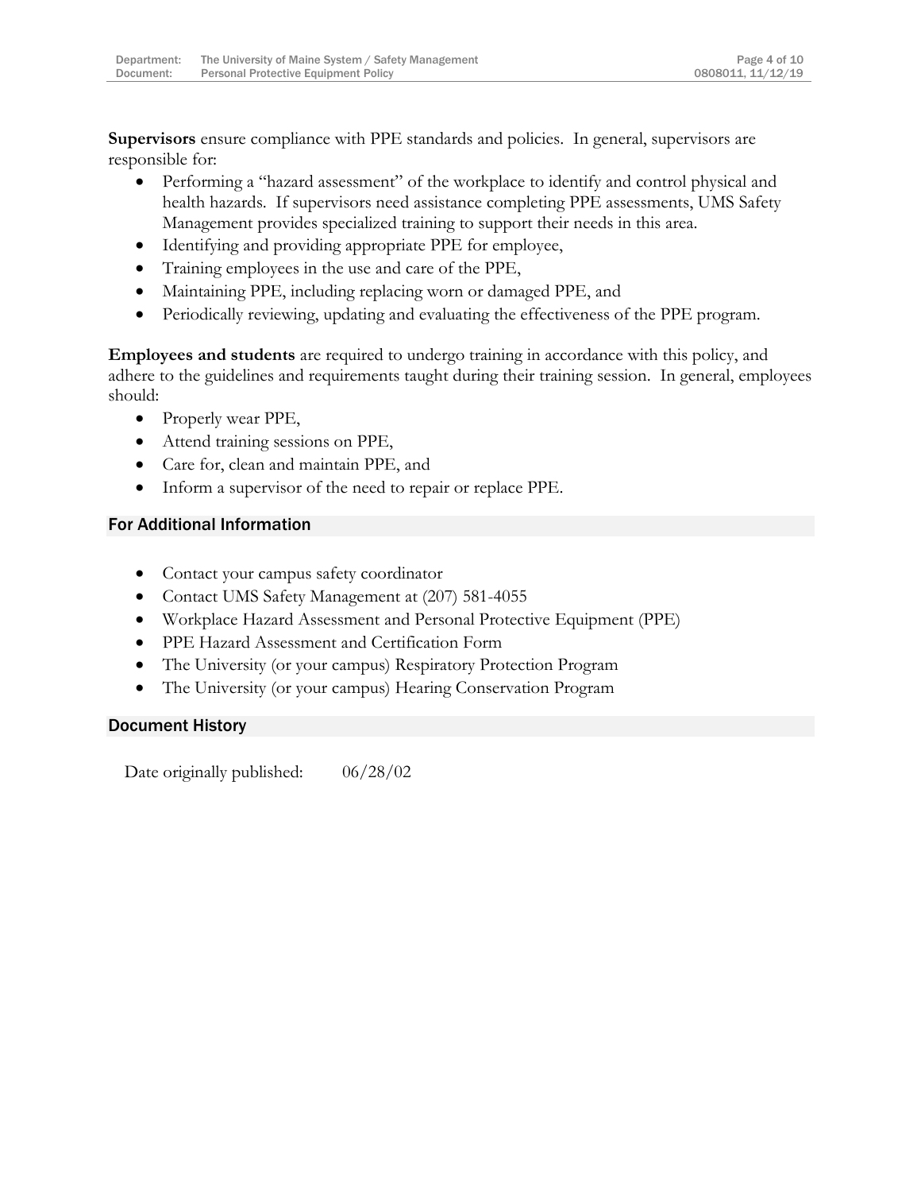**Supervisors** ensure compliance with PPE standards and policies. In general, supervisors are responsible for:

- Performing a "hazard assessment" of the workplace to identify and control physical and health hazards. If supervisors need assistance completing PPE assessments, UMS Safety Management provides specialized training to support their needs in this area.
- Identifying and providing appropriate PPE for employee,
- Training employees in the use and care of the PPE,
- Maintaining PPE, including replacing worn or damaged PPE, and
- Periodically reviewing, updating and evaluating the effectiveness of the PPE program.

**Employees and students** are required to undergo training in accordance with this policy, and adhere to the guidelines and requirements taught during their training session. In general, employees should:

- Properly wear PPE,
- Attend training sessions on PPE,
- Care for, clean and maintain PPE, and
- Inform a supervisor of the need to repair or replace PPE.

## For Additional Information

- Contact your campus safety coordinator
- Contact UMS Safety Management at (207) 581-4055
- Workplace Hazard Assessment and Personal Protective Equipment (PPE)
- PPE Hazard Assessment and Certification Form
- The University (or your campus) Respiratory Protection Program
- The University (or your campus) Hearing Conservation Program

## Document History

Date originally published: 06/28/02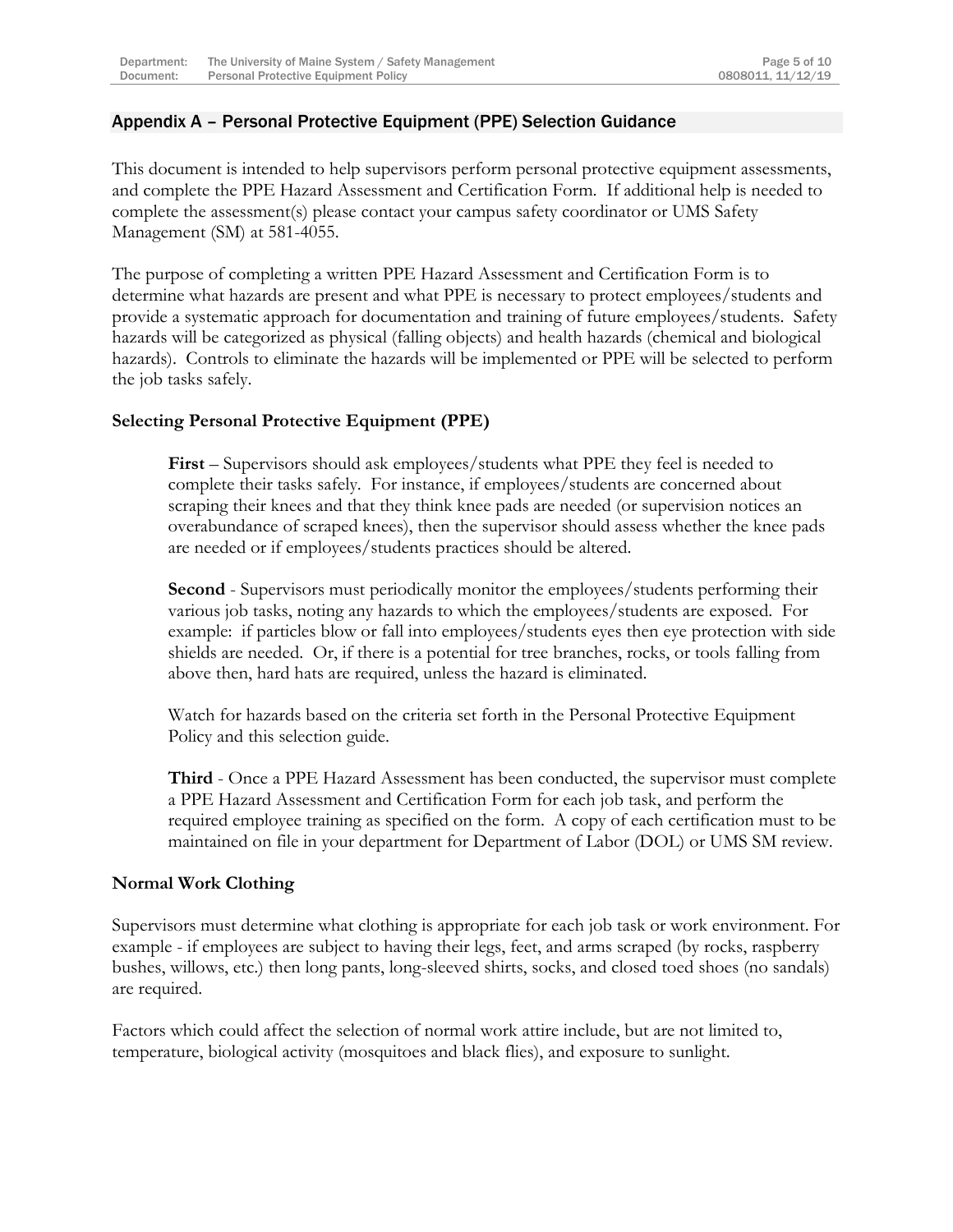## Appendix A – Personal Protective Equipment (PPE) Selection Guidance

This document is intended to help supervisors perform personal protective equipment assessments, and complete the PPE Hazard Assessment and Certification Form. If additional help is needed to complete the assessment(s) please contact your campus safety coordinator or UMS Safety Management (SM) at 581-4055.

The purpose of completing a written PPE Hazard Assessment and Certification Form is to determine what hazards are present and what PPE is necessary to protect employees/students and provide a systematic approach for documentation and training of future employees/students. Safety hazards will be categorized as physical (falling objects) and health hazards (chemical and biological hazards). Controls to eliminate the hazards will be implemented or PPE will be selected to perform the job tasks safely.

### Selecting Personal Protective Equipment (PPE)

**First** – Supervisors should ask employees/students what PPE they feel is needed to complete their tasks safely. For instance, if employees/students are concerned about scraping their knees and that they think knee pads are needed (or supervision notices an overabundance of scraped knees), then the supervisor should assess whether the knee pads are needed or if employees/students practices should be altered.

**Second** - Supervisors must periodically monitor the employees/students performing their various job tasks, noting any hazards to which the employees/students are exposed. For example: if particles blow or fall into employees/students eyes then eye protection with side shields are needed. Or, if there is a potential for tree branches, rocks, or tools falling from above then, hard hats are required, unless the hazard is eliminated.

Watch for hazards based on the criteria set forth in the Personal Protective Equipment Policy and this selection guide.

**Third** - Once a PPE Hazard Assessment has been conducted, the supervisor must complete a PPE Hazard Assessment and Certification Form for each job task, and perform the required employee training as specified on the form. A copy of each certification must to be maintained on file in your department for Department of Labor (DOL) or UMS SM review.

### Normal Work Clothing

Supervisors must determine what clothing is appropriate for each job task or work environment. For example - if employees are subject to having their legs, feet, and arms scraped (by rocks, raspberry bushes, willows, etc.) then long pants, long-sleeved shirts, socks, and closed toed shoes (no sandals) are required.

Factors which could affect the selection of normal work attire include, but are not limited to, temperature, biological activity (mosquitoes and black flies), and exposure to sunlight.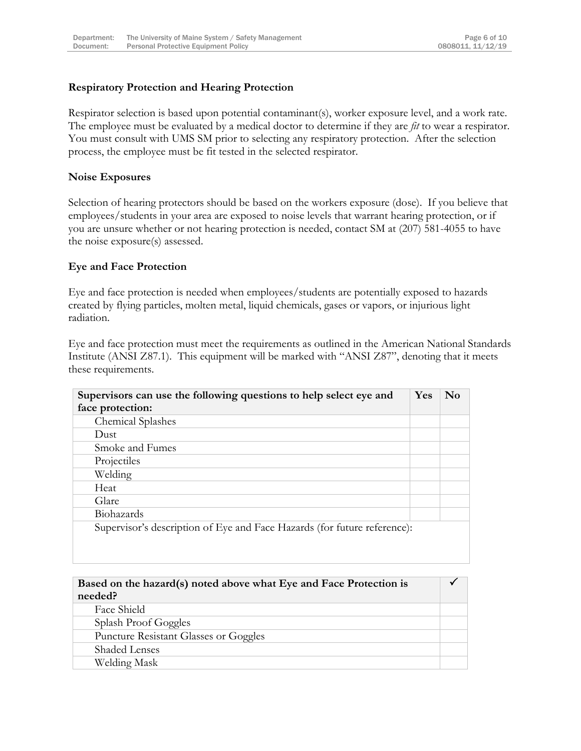**Respiratory Protection and Hearing Protection**

Respirator selection is based upon potential contaminant(s), worker exposure level, and a work rate. The employee must be evaluated by a medical doctor to determine if they are *fit* to wear a respirator. You must consult with UMS SM prior to selecting any respiratory protection. After the selection process, the employee must be fit tested in the selected respirator.

**Noise Exposures**

Selection of hearing protectors should be based on the workers exposure (dose). If you believe that employees/students in your area are exposed to noise levels that warrant hearing protection, or if you are unsure whether or not hearing protection is needed, contact SM at (207) 581-4055 to have the noise exposure(s) assessed.

**Eye and Face Protection**

Eye and face protection is needed when employees/students are potentially exposed to hazards created by flying particles, molten metal, liquid chemicals, gases or vapors, or injurious light radiation.

Eye and face protection must meet the requirements as outlined in the American National Standards Institute (ANSI Z87.1). This equipment will be marked with "ANSI Z87", denoting that it meets these requirements.

| **Supervisors can use the following questions to help select eye and face protection:** | **Yes** | **No** |
|---|---|---|
| Chemical Splashes | | |
| Dust | | |
| Smoke and Fumes | | |
| Projectiles | | |
| Welding | | |
| Heat | | |
| Glare | | |
| Biohazards | | |
| Supervisor's description of Eye and Face Hazards (for future reference): | | |

| **Based on the hazard(s) noted above what Eye and Face Protection is needed?** | ✓ |
|---|---|
| Face Shield | |
| Splash Proof Goggles | |
| Puncture Resistant Glasses or Goggles | |
| Shaded Lenses | |
| Welding Mask | |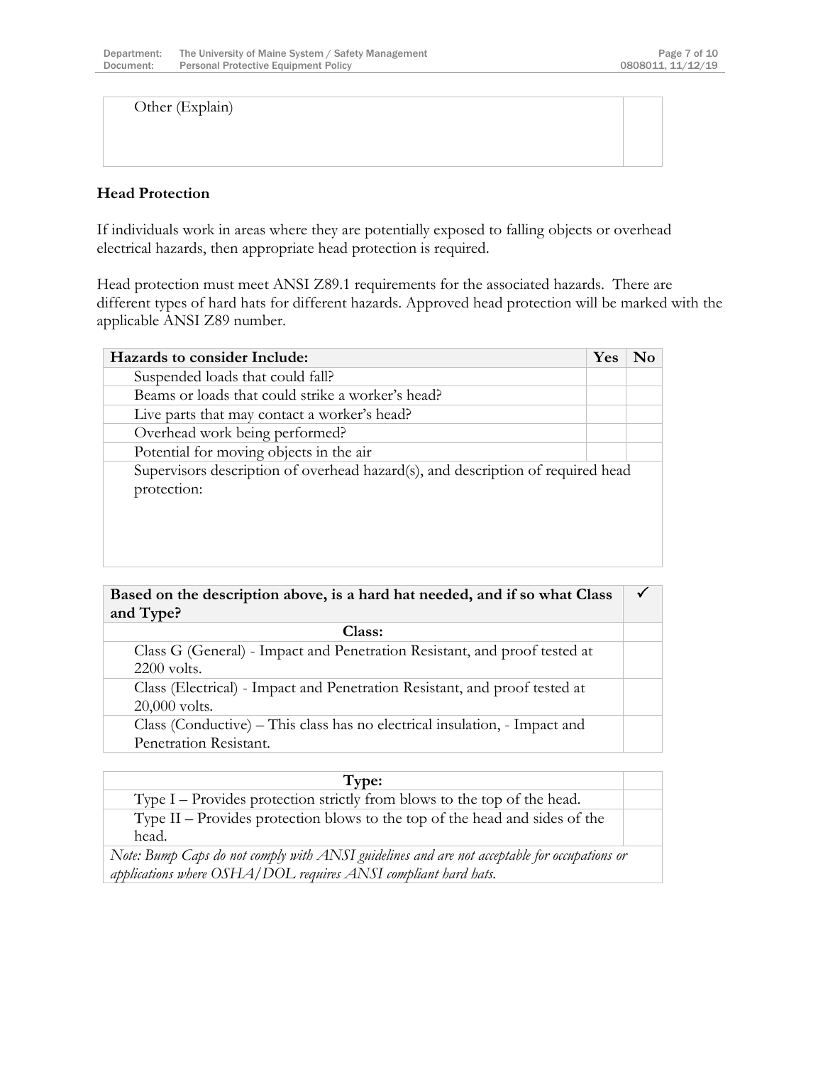| Other (Explain) | |
|---|---|

**Head Protection**

If individuals work in areas where they are potentially exposed to falling objects or overhead electrical hazards, then appropriate head protection is required.

Head protection must meet ANSI Z89.1 requirements for the associated hazards. There are different types of hard hats for different hazards. Approved head protection will be marked with the applicable ANSI Z89 number.

| Hazards to consider Include: | Yes | No |
|---|---|---|
| Suspended loads that could fall? | | |
| Beams or loads that could strike a worker's head? | | |
| Live parts that may contact a worker's head? | | |
| Overhead work being performed? | | |
| Potential for moving objects in the air | | |
| Supervisors description of overhead hazard(s), and description of required head protection: | | |

| Based on the description above, is a hard hat needed, and if so what Class and Type? | ✓ |
|---|---|
| **Class:** | |
| Class G (General) - Impact and Penetration Resistant, and proof tested at 2200 volts. | |
| Class (Electrical) - Impact and Penetration Resistant, and proof tested at 20,000 volts. | |
| Class (Conductive) – This class has no electrical insulation, - Impact and Penetration Resistant. | |

| Type: | |
|---|---|
| Type I – Provides protection strictly from blows to the top of the head. | |
| Type II – Provides protection blows to the top of the head and sides of the head. | |
| *Note: Bump Caps do not comply with ANSI guidelines and are not acceptable for occupations or applications where OSHA/DOL requires ANSI compliant hard hats.* | |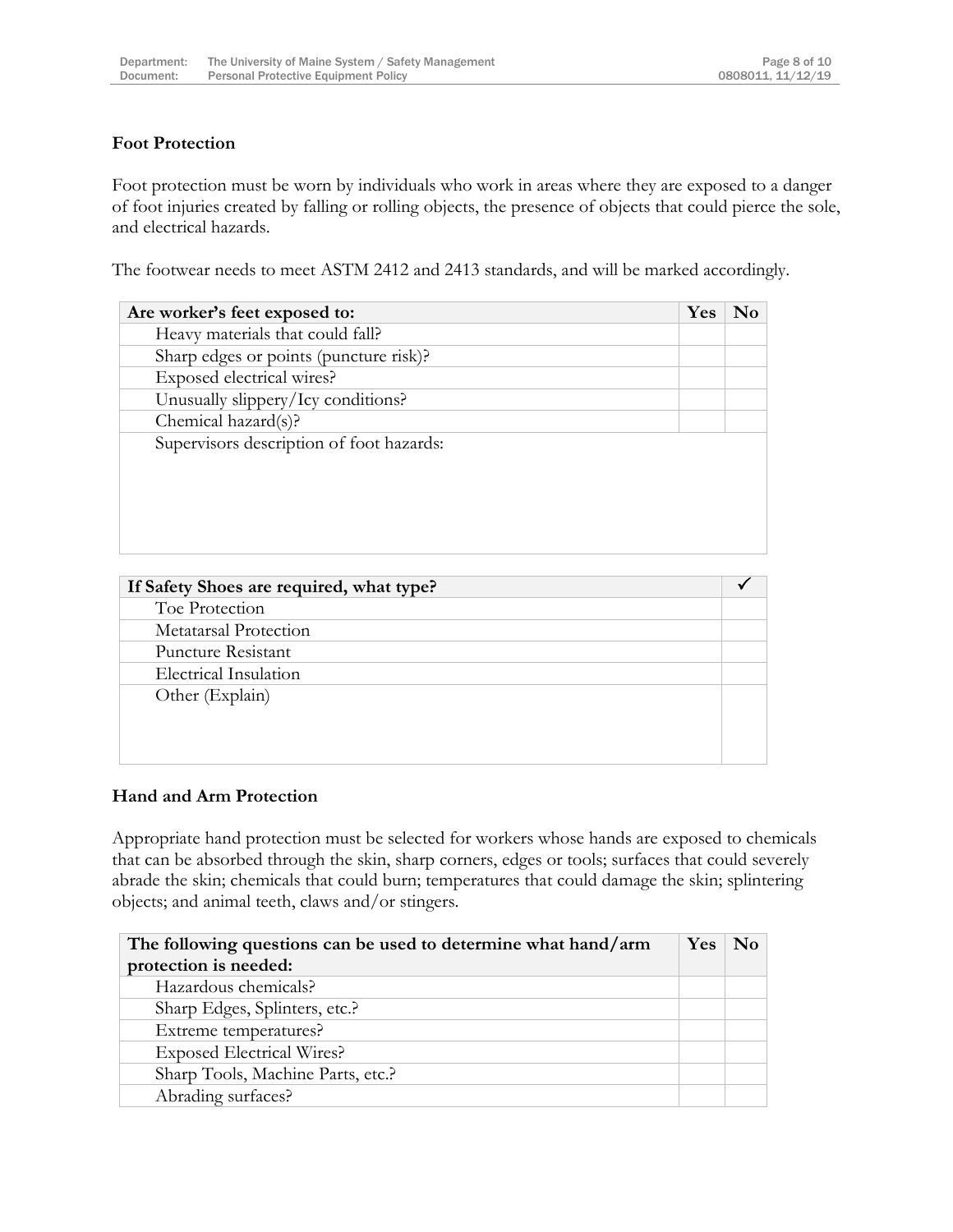### Foot Protection

Foot protection must be worn by individuals who work in areas where they are exposed to a danger of foot injuries created by falling or rolling objects, the presence of objects that could pierce the sole, and electrical hazards.

The footwear needs to meet ASTM 2412 and 2413 standards, and will be marked accordingly.

| Are worker's feet exposed to: | Yes | No |
|---|---|---|
| Heavy materials that could fall? | | |
| Sharp edges or points (puncture risk)? | | |
| Exposed electrical wires? | | |
| Unusually slippery/Icy conditions? | | |
| Chemical hazard(s)? | | |
| Supervisors description of foot hazards: | | |

| If Safety Shoes are required, what type? | ✓ |
|---|---|
| Toe Protection | |
| Metatarsal Protection | |
| Puncture Resistant | |
| Electrical Insulation | |
| Other (Explain) | |

### Hand and Arm Protection

Appropriate hand protection must be selected for workers whose hands are exposed to chemicals that can be absorbed through the skin, sharp corners, edges or tools; surfaces that could severely abrade the skin; chemicals that could burn; temperatures that could damage the skin; splintering objects; and animal teeth, claws and/or stingers.

| The following questions can be used to determine what hand/arm protection is needed: | Yes | No |
|---|---|---|
| Hazardous chemicals? | | |
| Sharp Edges, Splinters, etc.? | | |
| Extreme temperatures? | | |
| Exposed Electrical Wires? | | |
| Sharp Tools, Machine Parts, etc.? | | |
| Abrading surfaces? | | |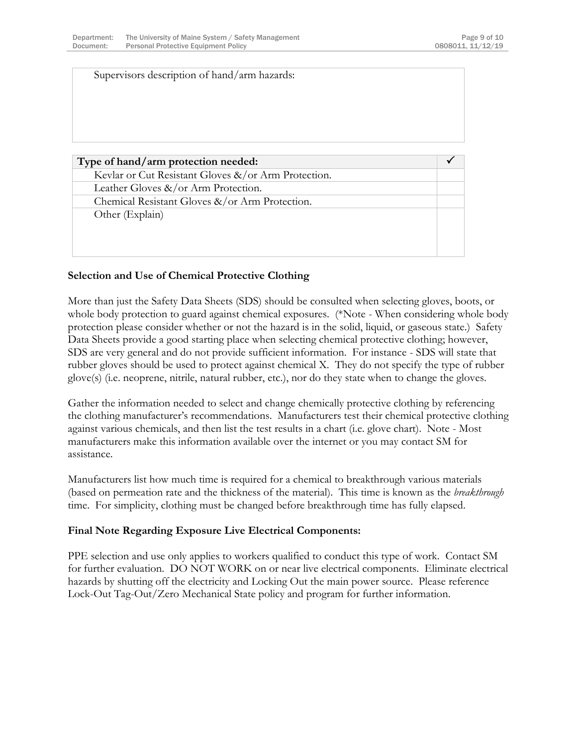| Supervisors description of hand/arm hazards: |
|---|
| |

| Type of hand/arm protection needed: | ✓ |
|---|---|
| Kevlar or Cut Resistant Gloves &/or Arm Protection. | |
| Leather Gloves &/or Arm Protection. | |
| Chemical Resistant Gloves &/or Arm Protection. | |
| Other (Explain) | |

**Selection and Use of Chemical Protective Clothing**

More than just the Safety Data Sheets (SDS) should be consulted when selecting gloves, boots, or whole body protection to guard against chemical exposures. (*Note - When considering whole body protection please consider whether or not the hazard is in the solid, liquid, or gaseous state.) Safety Data Sheets provide a good starting place when selecting chemical protective clothing; however, SDS are very general and do not provide sufficient information. For instance - SDS will state that rubber gloves should be used to protect against chemical X. They do not specify the type of rubber glove(s) (i.e. neoprene, nitrile, natural rubber, etc.), nor do they state when to change the gloves.

Gather the information needed to select and change chemically protective clothing by referencing the clothing manufacturer's recommendations. Manufacturers test their chemical protective clothing against various chemicals, and then list the test results in a chart (i.e. glove chart). Note - Most manufacturers make this information available over the internet or you may contact SM for assistance.

Manufacturers list how much time is required for a chemical to breakthrough various materials (based on permeation rate and the thickness of the material). This time is known as the *breakthrough* time. For simplicity, clothing must be changed before breakthrough time has fully elapsed.

**Final Note Regarding Exposure Live Electrical Components:**

PPE selection and use only applies to workers qualified to conduct this type of work. Contact SM for further evaluation. DO NOT WORK on or near live electrical components. Eliminate electrical hazards by shutting off the electricity and Locking Out the main power source. Please reference Lock-Out Tag-Out/Zero Mechanical State policy and program for further information.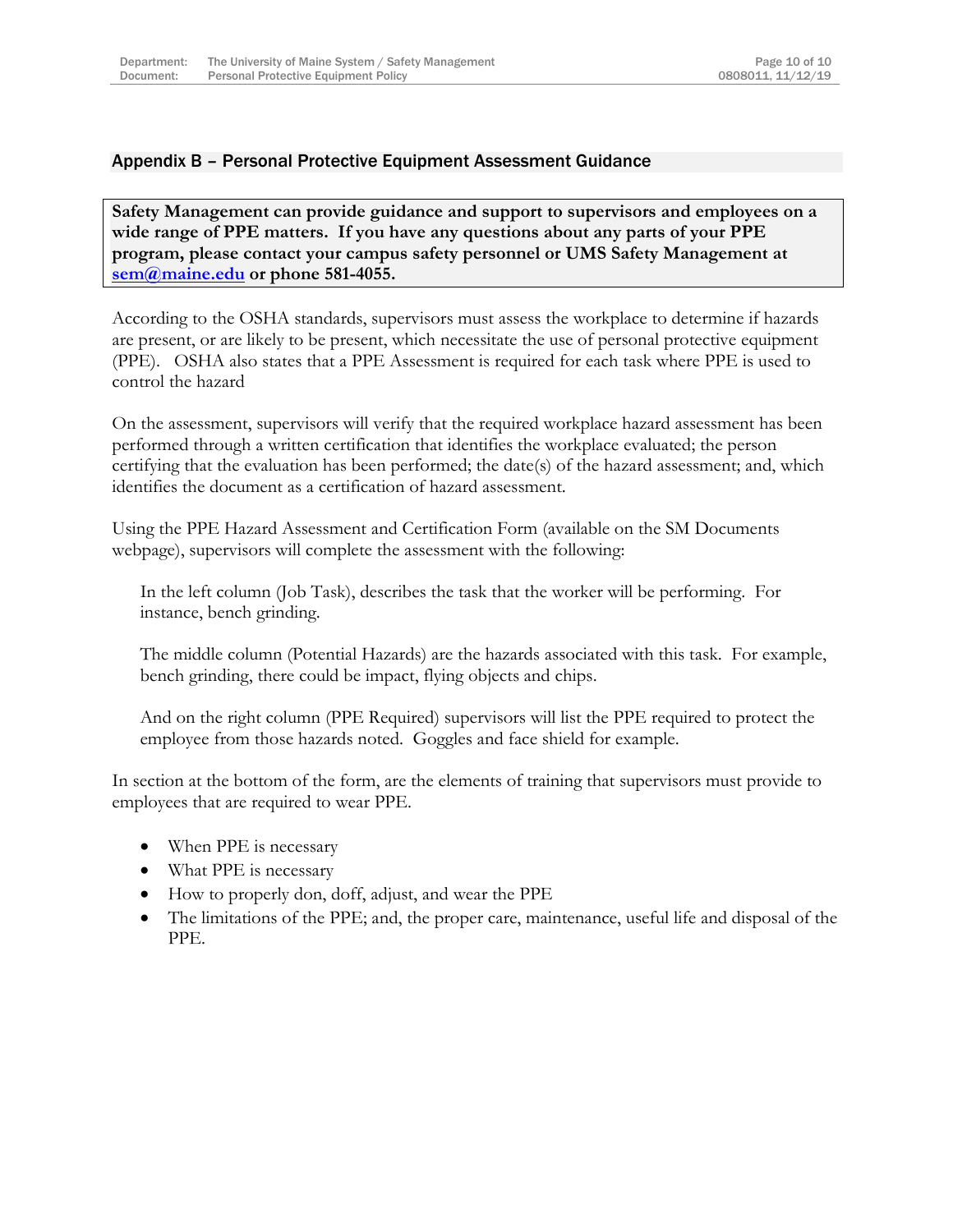## Appendix B – Personal Protective Equipment Assessment Guidance

**Safety Management can provide guidance and support to supervisors and employees on a wide range of PPE matters. If you have any questions about any parts of your PPE program, please contact your campus safety personnel or UMS Safety Management at [sem@maine.edu](mailto:sem@maine.edu) or phone 581-4055.**

According to the OSHA standards, supervisors must assess the workplace to determine if hazards are present, or are likely to be present, which necessitate the use of personal protective equipment (PPE). OSHA also states that a PPE Assessment is required for each task where PPE is used to control the hazard

On the assessment, supervisors will verify that the required workplace hazard assessment has been performed through a written certification that identifies the workplace evaluated; the person certifying that the evaluation has been performed; the date(s) of the hazard assessment; and, which identifies the document as a certification of hazard assessment.

Using the PPE Hazard Assessment and Certification Form (available on the SM Documents webpage), supervisors will complete the assessment with the following:

In the left column (Job Task), describes the task that the worker will be performing. For instance, bench grinding.

The middle column (Potential Hazards) are the hazards associated with this task. For example, bench grinding, there could be impact, flying objects and chips.

And on the right column (PPE Required) supervisors will list the PPE required to protect the employee from those hazards noted. Goggles and face shield for example.

In section at the bottom of the form, are the elements of training that supervisors must provide to employees that are required to wear PPE.

- When PPE is necessary
- What PPE is necessary
- How to properly don, doff, adjust, and wear the PPE
- The limitations of the PPE; and, the proper care, maintenance, useful life and disposal of the PPE.